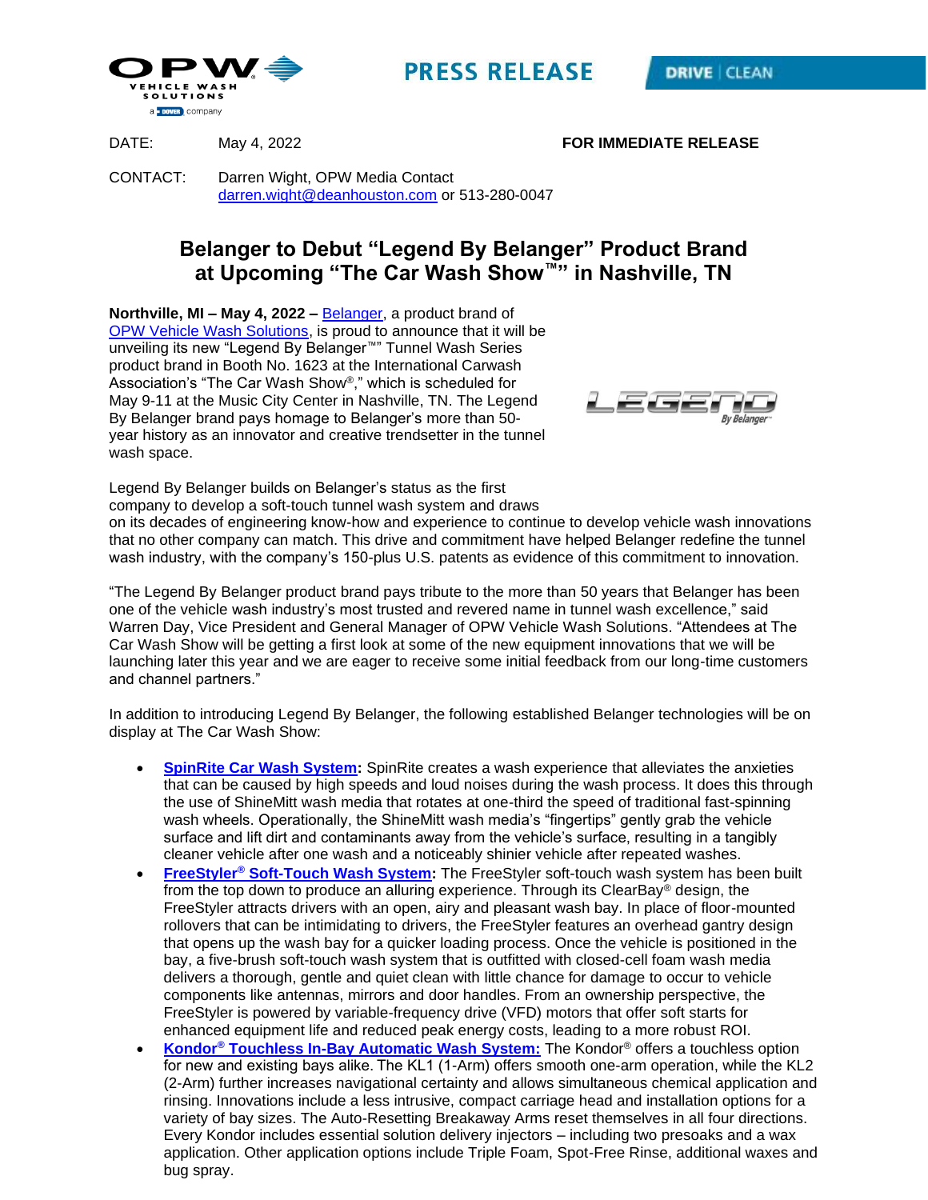**PRESS RELEASE**

DRIVE | CLEAN

DATE: May 4, 2022 **FOR IMMEDIATE RELEASE**

CONTACT: Darren Wight, OPW Media Contact
darren.wight@deanhouston.com or 513-280-0047

# Belanger to Debut "Legend By Belanger" Product Brand at Upcoming "The Car Wash Show™" in Nashville, TN

**Northville, MI – May 4, 2022 –** Belanger, a product brand of OPW Vehicle Wash Solutions, is proud to announce that it will be unveiling its new "Legend By Belanger™" Tunnel Wash Series product brand in Booth No. 1623 at the International Carwash Association's "The Car Wash Show®," which is scheduled for May 9-11 at the Music City Center in Nashville, TN. The Legend By Belanger brand pays homage to Belanger's more than 50-year history as an innovator and creative trendsetter in the tunnel wash space.

Legend By Belanger builds on Belanger's status as the first company to develop a soft-touch tunnel wash system and draws on its decades of engineering know-how and experience to continue to develop vehicle wash innovations that no other company can match. This drive and commitment have helped Belanger redefine the tunnel wash industry, with the company's 150-plus U.S. patents as evidence of this commitment to innovation.

"The Legend By Belanger product brand pays tribute to the more than 50 years that Belanger has been one of the vehicle wash industry's most trusted and revered name in tunnel wash excellence," said Warren Day, Vice President and General Manager of OPW Vehicle Wash Solutions. "Attendees at The Car Wash Show will be getting a first look at some of the new equipment innovations that we will be launching later this year and we are eager to receive some initial feedback from our long-time customers and channel partners."

In addition to introducing Legend By Belanger, the following established Belanger technologies will be on display at The Car Wash Show:

- **SpinRite Car Wash System:** SpinRite creates a wash experience that alleviates the anxieties that can be caused by high speeds and loud noises during the wash process. It does this through the use of ShineMitt wash media that rotates at one-third the speed of traditional fast-spinning wash wheels. Operationally, the ShineMitt wash media's "fingertips" gently grab the vehicle surface and lift dirt and contaminants away from the vehicle's surface, resulting in a tangibly cleaner vehicle after one wash and a noticeably shinier vehicle after repeated washes.
- **FreeStyler® Soft-Touch Wash System:** The FreeStyler soft-touch wash system has been built from the top down to produce an alluring experience. Through its ClearBay® design, the FreeStyler attracts drivers with an open, airy and pleasant wash bay. In place of floor-mounted rollovers that can be intimidating to drivers, the FreeStyler features an overhead gantry design that opens up the wash bay for a quicker loading process. Once the vehicle is positioned in the bay, a five-brush soft-touch wash system that is outfitted with closed-cell foam wash media delivers a thorough, gentle and quiet clean with little chance for damage to occur to vehicle components like antennas, mirrors and door handles. From an ownership perspective, the FreeStyler is powered by variable-frequency drive (VFD) motors that offer soft starts for enhanced equipment life and reduced peak energy costs, leading to a more robust ROI.
- **Kondor® Touchless In-Bay Automatic Wash System:** The Kondor® offers a touchless option for new and existing bays alike. The KL1 (1-Arm) offers smooth one-arm operation, while the KL2 (2-Arm) further increases navigational certainty and allows simultaneous chemical application and rinsing. Innovations include a less intrusive, compact carriage head and installation options for a variety of bay sizes. The Auto-Resetting Breakaway Arms reset themselves in all four directions. Every Kondor includes essential solution delivery injectors – including two presoaks and a wax application. Other application options include Triple Foam, Spot-Free Rinse, additional waxes and bug spray.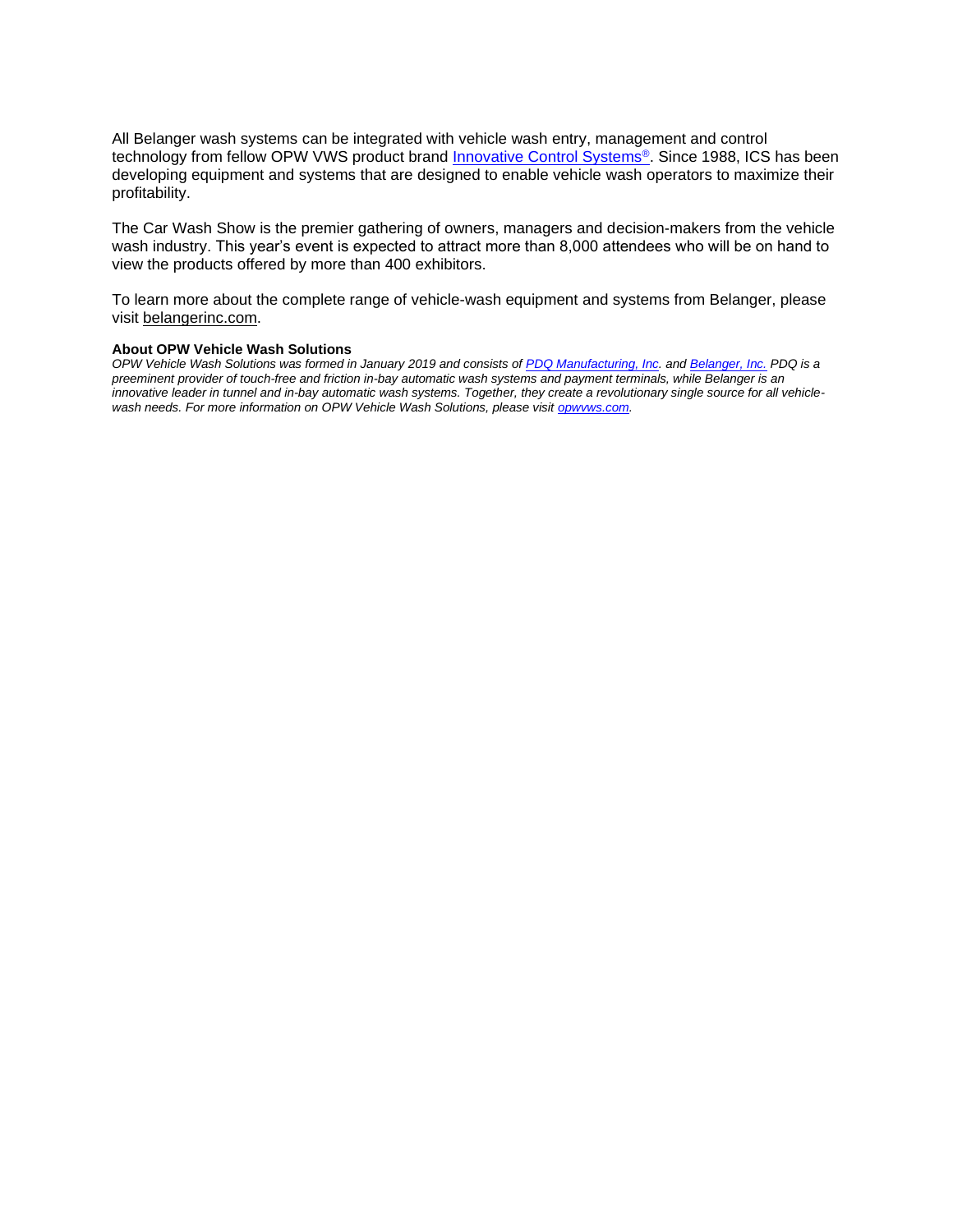All Belanger wash systems can be integrated with vehicle wash entry, management and control technology from fellow OPW VWS product brand Innovative Control Systems®. Since 1988, ICS has been developing equipment and systems that are designed to enable vehicle wash operators to maximize their profitability.

The Car Wash Show is the premier gathering of owners, managers and decision-makers from the vehicle wash industry. This year's event is expected to attract more than 8,000 attendees who will be on hand to view the products offered by more than 400 exhibitors.

To learn more about the complete range of vehicle-wash equipment and systems from Belanger, please visit belangerinc.com.

**About OPW Vehicle Wash Solutions**

*OPW Vehicle Wash Solutions was formed in January 2019 and consists of PDQ Manufacturing, Inc. and Belanger, Inc. PDQ is a preeminent provider of touch-free and friction in-bay automatic wash systems and payment terminals, while Belanger is an innovative leader in tunnel and in-bay automatic wash systems. Together, they create a revolutionary single source for all vehicle-wash needs. For more information on OPW Vehicle Wash Solutions, please visit opwvws.com.*